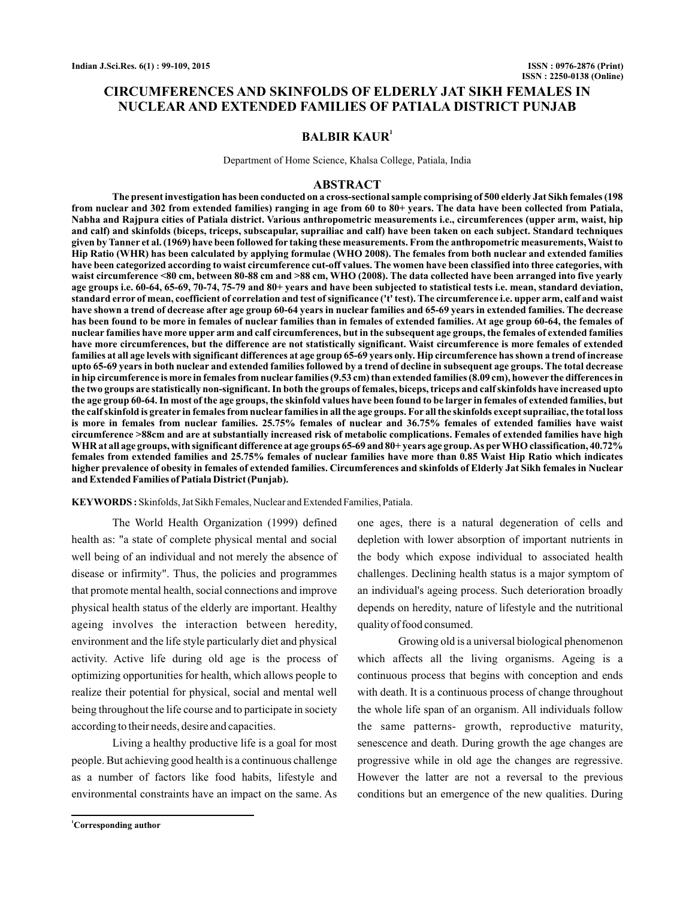# CIRCUMFERENCES AND SKINFOLDS OF ELDERLY JAT SIKH FEMALES IN NUCLEAR AND EXTENDED FAMILIES OF PATIALA DISTRICT PUNJAB

**BALBIR KAUR**[1]

Department of Home Science, Khalsa College, Patiala, India

## ABSTRACT

**The present investigation has been conducted on a cross-sectional sample comprising of 500 elderly Jat Sikh females (198 from nuclear and 302 from extended families) ranging in age from 60 to 80+ years. The data have been collected from Patiala, Nabha and Rajpura cities of Patiala district. Various anthropometric measurements i.e., circumferences (upper arm, waist, hip and calf) and skinfolds (biceps, triceps, subscapular, suprailiac and calf) have been taken on each subject. Standard techniques given by Tanner et al. (1969) have been followed for taking these measurements. From the anthropometric measurements, Waist to Hip Ratio (WHR) has been calculated by applying formulae (WHO 2008). The females from both nuclear and extended families have been categorized according to waist circumference cut-off values. The women have been classified into three categories, with waist circumference <80 cm, between 80-88 cm and >88 cm, WHO (2008). The data collected have been arranged into five yearly age groups i.e. 60-64, 65-69, 70-74, 75-79 and 80+ years and have been subjected to statistical tests i.e. mean, standard deviation, standard error of mean, coefficient of correlation and test of significance ('t' test). The circumference i.e. upper arm, calf and waist have shown a trend of decrease after age group 60-64 years in nuclear families and 65-69 years in extended families. The decrease has been found to be more in females of nuclear families than in females of extended families. At age group 60-64, the females of nuclear families have more upper arm and calf circumferences, but in the subsequent age groups, the females of extended families have more circumferences, but the difference are not statistically significant. Waist circumference is more females of extended families at all age levels with significant differences at age group 65-69 years only. Hip circumference has shown a trend of increase upto 65-69 years in both nuclear and extended families followed by a trend of decline in subsequent age groups. The total decrease in hip circumference is more in females from nuclear families (9.53 cm) than extended families (8.09 cm), however the differences in the two groups are statistically non-significant. In both the groups of females, biceps, triceps and calf skinfolds have increased upto the age group 60-64. In most of the age groups, the skinfold values have been found to be larger in females of extended families, but the calf skinfold is greater in females from nuclear families in all the age groups. For all the skinfolds except suprailiac, the total loss is more in females from nuclear families. 25.75% females of nuclear and 36.75% females of extended families have waist circumference >88cm and are at substantially increased risk of metabolic complications. Females of extended families have high WHR at all age groups, with significant difference at age groups 65-69 and 80+ years age group. As per WHO classification, 40.72% females from extended families and 25.75% females of nuclear families have more than 0.85 Waist Hip Ratio which indicates higher prevalence of obesity in females of extended families. Circumferences and skinfolds of Elderly Jat Sikh females in Nuclear and Extended Families of Patiala District (Punjab).**

**KEYWORDS :** Skinfolds, Jat Sikh Females, Nuclear and Extended Families, Patiala.

The World Health Organization (1999) defined health as: "a state of complete physical mental and social well being of an individual and not merely the absence of disease or infirmity". Thus, the policies and programmes that promote mental health, social connections and improve physical health status of the elderly are important. Healthy ageing involves the interaction between heredity, environment and the life style particularly diet and physical activity. Active life during old age is the process of optimizing opportunities for health, which allows people to realize their potential for physical, social and mental well being throughout the life course and to participate in society according to their needs, desire and capacities.

Living a healthy productive life is a goal for most people. But achieving good health is a continuous challenge as a number of factors like food habits, lifestyle and environmental constraints have an impact on the same. As one ages, there is a natural degeneration of cells and depletion with lower absorption of important nutrients in the body which expose individual to associated health challenges. Declining health status is a major symptom of an individual's ageing process. Such deterioration broadly depends on heredity, nature of lifestyle and the nutritional quality of food consumed.

Growing old is a universal biological phenomenon which affects all the living organisms. Ageing is a continuous process that begins with conception and ends with death. It is a continuous process of change throughout the whole life span of an organism. All individuals follow the same patterns- growth, reproductive maturity, senescence and death. During growth the age changes are progressive while in old age the changes are regressive. However the latter are not a reversal to the previous conditions but an emergence of the new qualities. During

[1]Corresponding author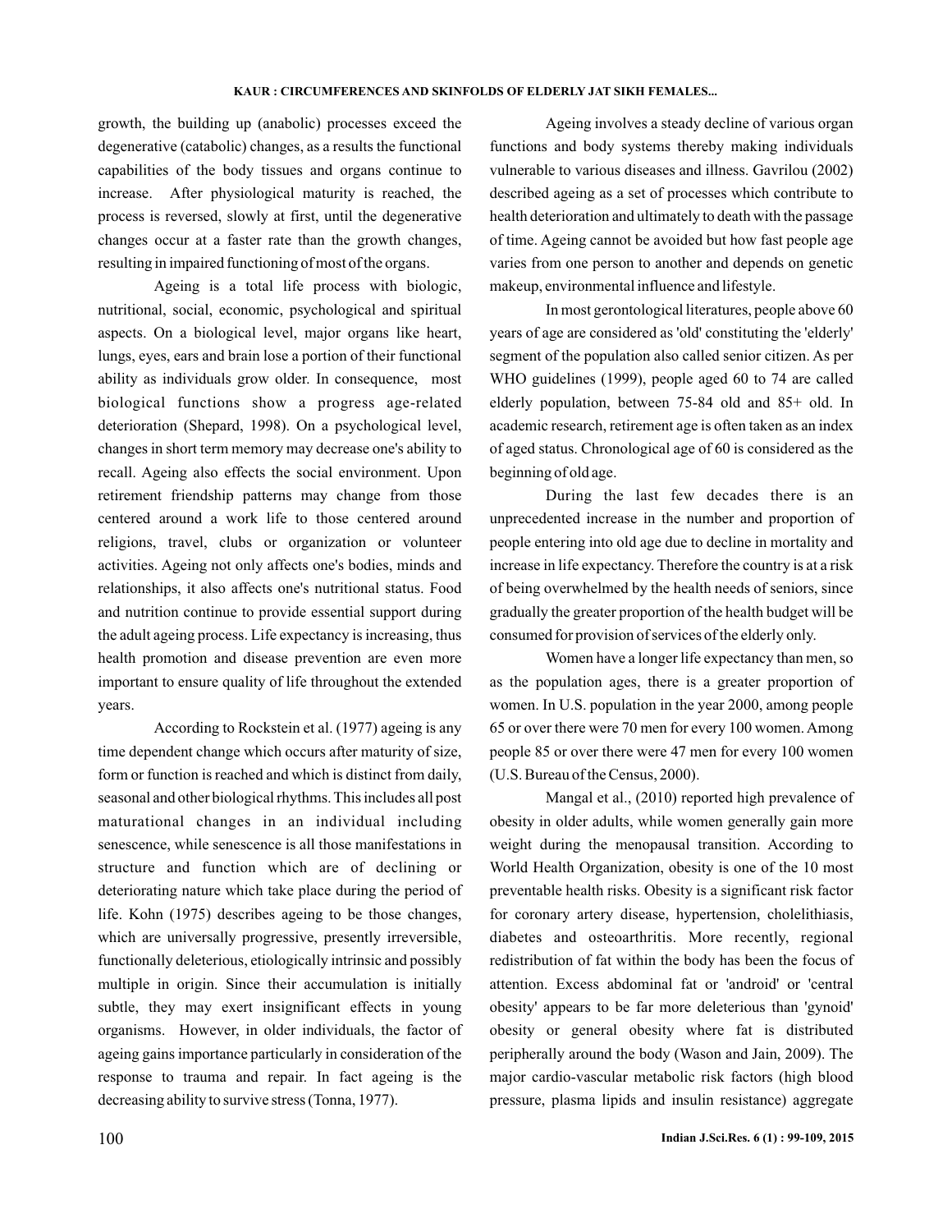growth, the building up (anabolic) processes exceed the degenerative (catabolic) changes, as a results the functional capabilities of the body tissues and organs continue to increase. After physiological maturity is reached, the process is reversed, slowly at first, until the degenerative changes occur at a faster rate than the growth changes, resulting in impaired functioning of most of the organs.

Ageing is a total life process with biologic, nutritional, social, economic, psychological and spiritual aspects. On a biological level, major organs like heart, lungs, eyes, ears and brain lose a portion of their functional ability as individuals grow older. In consequence, most biological functions show a progress age-related deterioration (Shepard, 1998). On a psychological level, changes in short term memory may decrease one's ability to recall. Ageing also effects the social environment. Upon retirement friendship patterns may change from those centered around a work life to those centered around religions, travel, clubs or organization or volunteer activities. Ageing not only affects one's bodies, minds and relationships, it also affects one's nutritional status. Food and nutrition continue to provide essential support during the adult ageing process. Life expectancy is increasing, thus health promotion and disease prevention are even more important to ensure quality of life throughout the extended years.

According to Rockstein et al. (1977) ageing is any time dependent change which occurs after maturity of size, form or function is reached and which is distinct from daily, seasonal and other biological rhythms. This includes all post maturational changes in an individual including senescence, while senescence is all those manifestations in structure and function which are of declining or deteriorating nature which take place during the period of life. Kohn (1975) describes ageing to be those changes, which are universally progressive, presently irreversible, functionally deleterious, etiologically intrinsic and possibly multiple in origin. Since their accumulation is initially subtle, they may exert insignificant effects in young organisms. However, in older individuals, the factor of ageing gains importance particularly in consideration of the response to trauma and repair. In fact ageing is the decreasing ability to survive stress (Tonna, 1977).

Ageing involves a steady decline of various organ functions and body systems thereby making individuals vulnerable to various diseases and illness. Gavrilou (2002) described ageing as a set of processes which contribute to health deterioration and ultimately to death with the passage of time. Ageing cannot be avoided but how fast people age varies from one person to another and depends on genetic makeup, environmental influence and lifestyle.

In most gerontological literatures, people above 60 years of age are considered as 'old' constituting the 'elderly' segment of the population also called senior citizen. As per WHO guidelines (1999), people aged 60 to 74 are called elderly population, between 75-84 old and 85+ old. In academic research, retirement age is often taken as an index of aged status. Chronological age of 60 is considered as the beginning of old age.

During the last few decades there is an unprecedented increase in the number and proportion of people entering into old age due to decline in mortality and increase in life expectancy. Therefore the country is at a risk of being overwhelmed by the health needs of seniors, since gradually the greater proportion of the health budget will be consumed for provision of services of the elderly only.

Women have a longer life expectancy than men, so as the population ages, there is a greater proportion of women. In U.S. population in the year 2000, among people 65 or over there were 70 men for every 100 women. Among people 85 or over there were 47 men for every 100 women (U.S. Bureau of the Census, 2000).

Mangal et al., (2010) reported high prevalence of obesity in older adults, while women generally gain more weight during the menopausal transition. According to World Health Organization, obesity is one of the 10 most preventable health risks. Obesity is a significant risk factor for coronary artery disease, hypertension, cholelithiasis, diabetes and osteoarthritis. More recently, regional redistribution of fat within the body has been the focus of attention. Excess abdominal fat or 'android' or 'central obesity' appears to be far more deleterious than 'gynoid' obesity or general obesity where fat is distributed peripherally around the body (Wason and Jain, 2009). The major cardio-vascular metabolic risk factors (high blood pressure, plasma lipids and insulin resistance) aggregate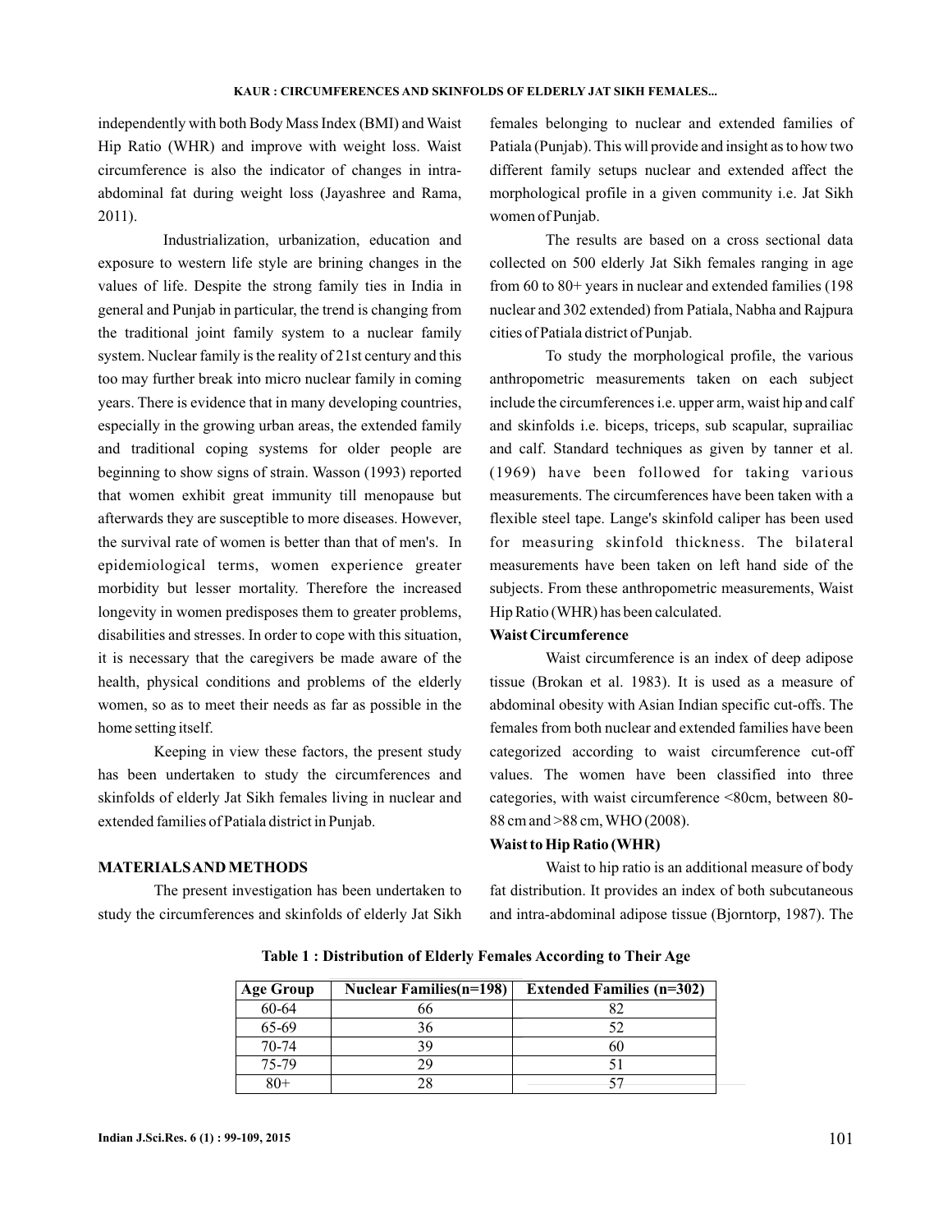independently with both Body Mass Index (BMI) and Waist Hip Ratio (WHR) and improve with weight loss. Waist circumference is also the indicator of changes in intra-abdominal fat during weight loss (Jayashree and Rama, 2011).

Industrialization, urbanization, education and exposure to western life style are brining changes in the values of life. Despite the strong family ties in India in general and Punjab in particular, the trend is changing from the traditional joint family system to a nuclear family system. Nuclear family is the reality of 21st century and this too may further break into micro nuclear family in coming years. There is evidence that in many developing countries, especially in the growing urban areas, the extended family and traditional coping systems for older people are beginning to show signs of strain. Wasson (1993) reported that women exhibit great immunity till menopause but afterwards they are susceptible to more diseases. However, the survival rate of women is better than that of men's. In epidemiological terms, women experience greater morbidity but lesser mortality. Therefore the increased longevity in women predisposes them to greater problems, disabilities and stresses. In order to cope with this situation, it is necessary that the caregivers be made aware of the health, physical conditions and problems of the elderly women, so as to meet their needs as far as possible in the home setting itself.

Keeping in view these factors, the present study has been undertaken to study the circumferences and skinfolds of elderly Jat Sikh females living in nuclear and extended families of Patiala district in Punjab.

## MATERIALS AND METHODS

The present investigation has been undertaken to study the circumferences and skinfolds of elderly Jat Sikh females belonging to nuclear and extended families of Patiala (Punjab). This will provide and insight as to how two different family setups nuclear and extended affect the morphological profile in a given community i.e. Jat Sikh women of Punjab.

The results are based on a cross sectional data collected on 500 elderly Jat Sikh females ranging in age from 60 to 80+ years in nuclear and extended families (198 nuclear and 302 extended) from Patiala, Nabha and Rajpura cities of Patiala district of Punjab.

To study the morphological profile, the various anthropometric measurements taken on each subject include the circumferences i.e. upper arm, waist hip and calf and skinfolds i.e. biceps, triceps, sub scapular, suprailiac and calf. Standard techniques as given by tanner et al. (1969) have been followed for taking various measurements. The circumferences have been taken with a flexible steel tape. Lange's skinfold caliper has been used for measuring skinfold thickness. The bilateral measurements have been taken on left hand side of the subjects. From these anthropometric measurements, Waist Hip Ratio (WHR) has been calculated.

### Waist Circumference

Waist circumference is an index of deep adipose tissue (Brokan et al. 1983). It is used as a measure of abdominal obesity with Asian Indian specific cut-offs. The females from both nuclear and extended families have been categorized according to waist circumference cut-off values. The women have been classified into three categories, with waist circumference <80cm, between 80-88 cm and >88 cm, WHO (2008).

### Waist to Hip Ratio (WHR)

Waist to hip ratio is an additional measure of body fat distribution. It provides an index of both subcutaneous and intra-abdominal adipose tissue (Bjorntorp, 1987). The

**Table 1 : Distribution of Elderly Females According to Their Age**

| Age Group | Nuclear Families(n=198) | Extended Families (n=302) |
|---|---|---|
| 60-64 | 66 | 82 |
| 65-69 | 36 | 52 |
| 70-74 | 39 | 60 |
| 75-79 | 29 | 51 |
| 80+ | 28 | 57 |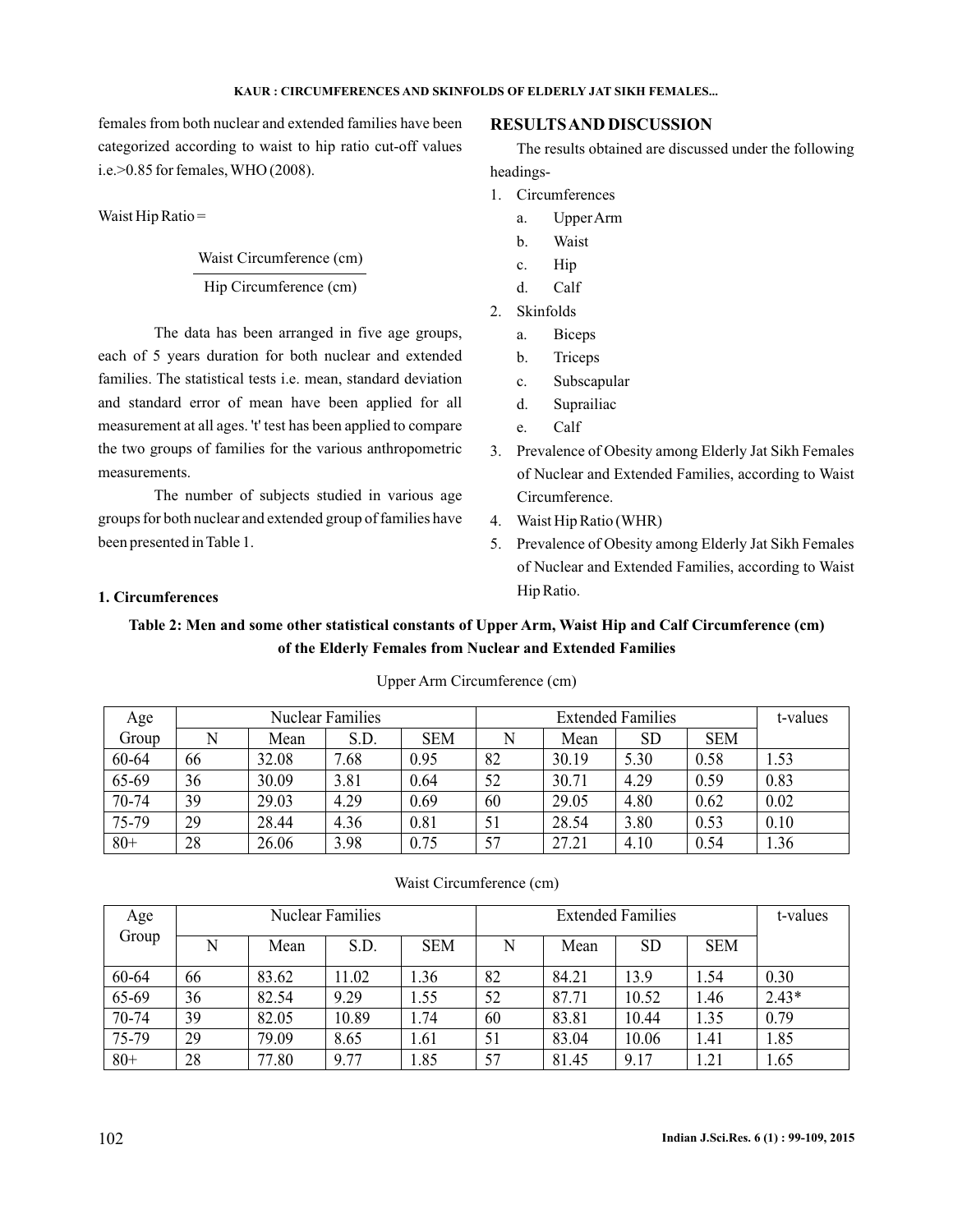females from both nuclear and extended families have been categorized according to waist to hip ratio cut-off values i.e.>0.85 for females, WHO (2008).

Waist Hip Ratio =

$$\frac{\text{Waist Circumference (cm)}}{\text{Hip Circumference (cm)}}$$

The data has been arranged in five age groups, each of 5 years duration for both nuclear and extended families. The statistical tests i.e. mean, standard deviation and standard error of mean have been applied for all measurement at all ages. 't' test has been applied to compare the two groups of families for the various anthropometric measurements.

The number of subjects studied in various age groups for both nuclear and extended group of families have been presented in Table 1.

## RESULTS AND DISCUSSION

The results obtained are discussed under the following headings-

1. Circumferences
   a. Upper Arm
   b. Waist
   c. Hip
   d. Calf
2. Skinfolds
   a. Biceps
   b. Triceps
   c. Subscapular
   d. Suprailiac
   e. Calf
3. Prevalence of Obesity among Elderly Jat Sikh Females of Nuclear and Extended Families, according to Waist Circumference.
4. Waist Hip Ratio (WHR)
5. Prevalence of Obesity among Elderly Jat Sikh Females of Nuclear and Extended Families, according to Waist Hip Ratio.

### 1. Circumferences

**Table 2: Men and some other statistical constants of Upper Arm, Waist Hip and Calf Circumference (cm) of the Elderly Females from Nuclear and Extended Families**

Upper Arm Circumference (cm)

| Age Group | Nuclear Families | | | | Extended Families | | | | t-values |
|---|---|---|---|---|---|---|---|---|---|
| | N | Mean | S.D. | SEM | N | Mean | SD | SEM | |
| 60-64 | 66 | 32.08 | 7.68 | 0.95 | 82 | 30.19 | 5.30 | 0.58 | 1.53 |
| 65-69 | 36 | 30.09 | 3.81 | 0.64 | 52 | 30.71 | 4.29 | 0.59 | 0.83 |
| 70-74 | 39 | 29.03 | 4.29 | 0.69 | 60 | 29.05 | 4.80 | 0.62 | 0.02 |
| 75-79 | 29 | 28.44 | 4.36 | 0.81 | 51 | 28.54 | 3.80 | 0.53 | 0.10 |
| 80+ | 28 | 26.06 | 3.98 | 0.75 | 57 | 27.21 | 4.10 | 0.54 | 1.36 |

Waist Circumference (cm)

| Age Group | Nuclear Families | | | | Extended Families | | | | t-values |
|---|---|---|---|---|---|---|---|---|---|
| | N | Mean | S.D. | SEM | N | Mean | SD | SEM | |
| 60-64 | 66 | 83.62 | 11.02 | 1.36 | 82 | 84.21 | 13.9 | 1.54 | 0.30 |
| 65-69 | 36 | 82.54 | 9.29 | 1.55 | 52 | 87.71 | 10.52 | 1.46 | 2.43* |
| 70-74 | 39 | 82.05 | 10.89 | 1.74 | 60 | 83.81 | 10.44 | 1.35 | 0.79 |
| 75-79 | 29 | 79.09 | 8.65 | 1.61 | 51 | 83.04 | 10.06 | 1.41 | 1.85 |
| 80+ | 28 | 77.80 | 9.77 | 1.85 | 57 | 81.45 | 9.17 | 1.21 | 1.65 |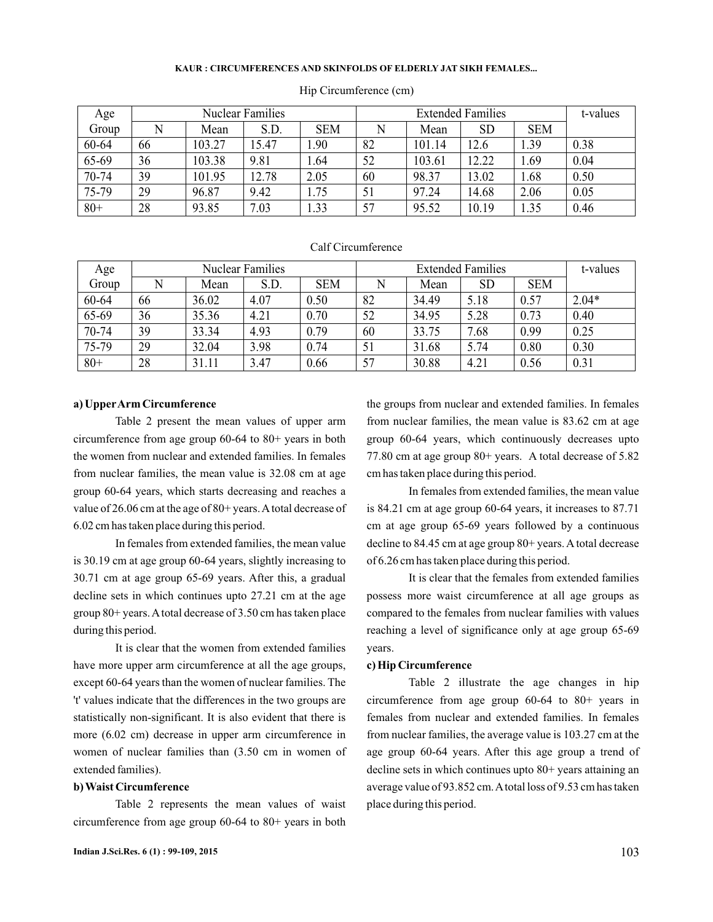Hip Circumference (cm)

| Age Group | Nuclear Families | | | | Extended Families | | | | t-values |
|---|---|---|---|---|---|---|---|---|---|
| | N | Mean | S.D. | SEM | N | Mean | SD | SEM | |
| 60-64 | 66 | 103.27 | 15.47 | 1.90 | 82 | 101.14 | 12.6 | 1.39 | 0.38 |
| 65-69 | 36 | 103.38 | 9.81 | 1.64 | 52 | 103.61 | 12.22 | 1.69 | 0.04 |
| 70-74 | 39 | 101.95 | 12.78 | 2.05 | 60 | 98.37 | 13.02 | 1.68 | 0.50 |
| 75-79 | 29 | 96.87 | 9.42 | 1.75 | 51 | 97.24 | 14.68 | 2.06 | 0.05 |
| 80+ | 28 | 93.85 | 7.03 | 1.33 | 57 | 95.52 | 10.19 | 1.35 | 0.46 |

Calf Circumference

| Age Group | Nuclear Families | | | | Extended Families | | | | t-values |
|---|---|---|---|---|---|---|---|---|---|
| | N | Mean | S.D. | SEM | N | Mean | SD | SEM | |
| 60-64 | 66 | 36.02 | 4.07 | 0.50 | 82 | 34.49 | 5.18 | 0.57 | 2.04* |
| 65-69 | 36 | 35.36 | 4.21 | 0.70 | 52 | 34.95 | 5.28 | 0.73 | 0.40 |
| 70-74 | 39 | 33.34 | 4.93 | 0.79 | 60 | 33.75 | 7.68 | 0.99 | 0.25 |
| 75-79 | 29 | 32.04 | 3.98 | 0.74 | 51 | 31.68 | 5.74 | 0.80 | 0.30 |
| 80+ | 28 | 31.11 | 3.47 | 0.66 | 57 | 30.88 | 4.21 | 0.56 | 0.31 |

**a) Upper Arm Circumference**

Table 2 present the mean values of upper arm circumference from age group 60-64 to 80+ years in both the women from nuclear and extended families. In females from nuclear families, the mean value is 32.08 cm at age group 60-64 years, which starts decreasing and reaches a value of 26.06 cm at the age of 80+ years. A total decrease of 6.02 cm has taken place during this period.

In females from extended families, the mean value is 30.19 cm at age group 60-64 years, slightly increasing to 30.71 cm at age group 65-69 years. After this, a gradual decline sets in which continues upto 27.21 cm at the age group 80+ years. A total decrease of 3.50 cm has taken place during this period.

It is clear that the women from extended families have more upper arm circumference at all the age groups, except 60-64 years than the women of nuclear families. The 't' values indicate that the differences in the two groups are statistically non-significant. It is also evident that there is more (6.02 cm) decrease in upper arm circumference in women of nuclear families than (3.50 cm in women of extended families).

**b) Waist Circumference**

Table 2 represents the mean values of waist circumference from age group 60-64 to 80+ years in both the groups from nuclear and extended families. In females from nuclear families, the mean value is 83.62 cm at age group 60-64 years, which continuously decreases upto 77.80 cm at age group 80+ years. A total decrease of 5.82 cm has taken place during this period.

In females from extended families, the mean value is 84.21 cm at age group 60-64 years, it increases to 87.71 cm at age group 65-69 years followed by a continuous decline to 84.45 cm at age group 80+ years. A total decrease of 6.26 cm has taken place during this period.

It is clear that the females from extended families possess more waist circumference at all age groups as compared to the females from nuclear families with values reaching a level of significance only at age group 65-69 years.

**c) Hip Circumference**

Table 2 illustrate the age changes in hip circumference from age group 60-64 to 80+ years in females from nuclear and extended families. In females from nuclear families, the average value is 103.27 cm at the age group 60-64 years. After this age group a trend of decline sets in which continues upto 80+ years attaining an average value of 93.852 cm. A total loss of 9.53 cm has taken place during this period.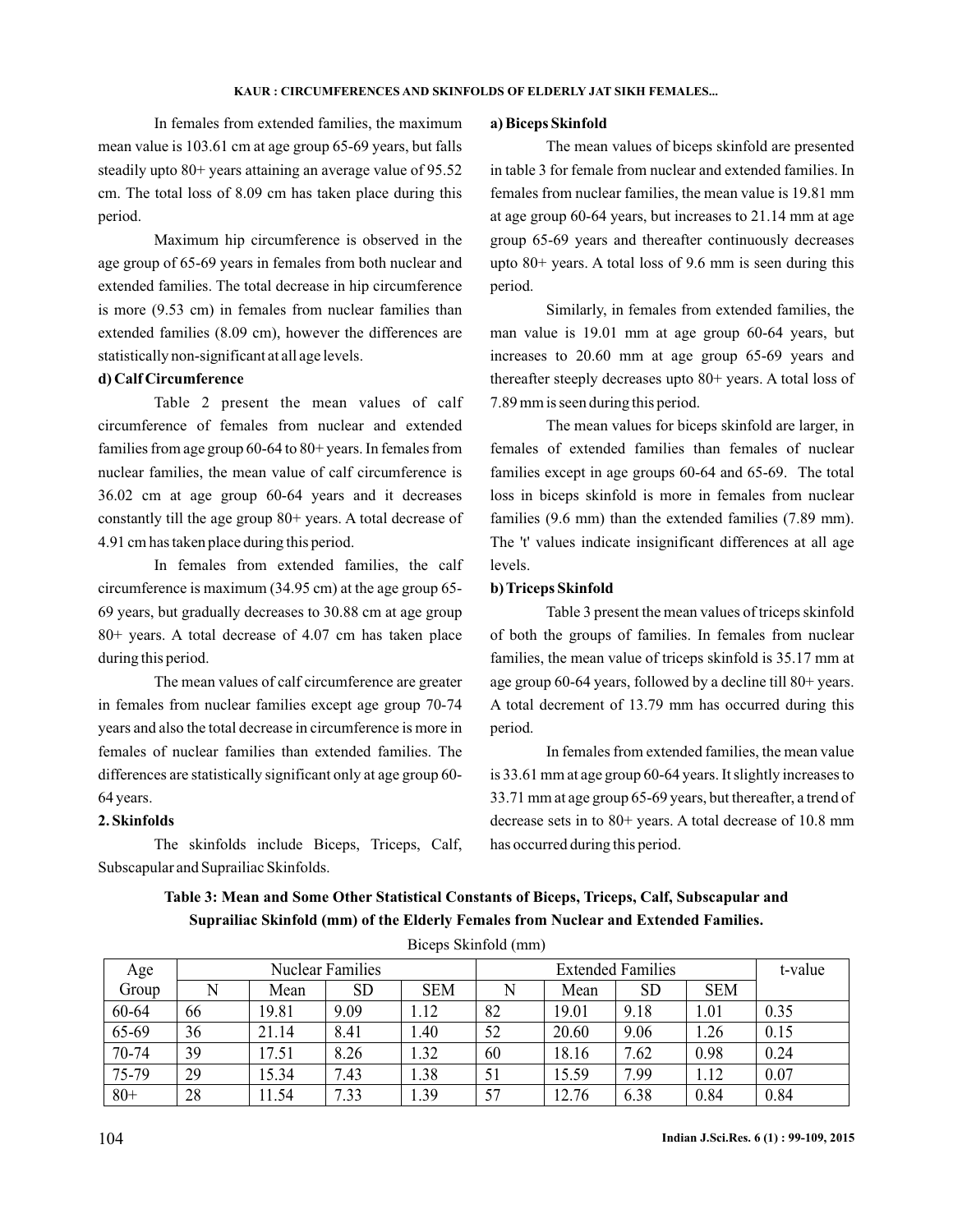In females from extended families, the maximum mean value is 103.61 cm at age group 65-69 years, but falls steadily upto 80+ years attaining an average value of 95.52 cm. The total loss of 8.09 cm has taken place during this period.

Maximum hip circumference is observed in the age group of 65-69 years in females from both nuclear and extended families. The total decrease in hip circumference is more (9.53 cm) in females from nuclear families than extended families (8.09 cm), however the differences are statistically non-significant at all age levels.

**d) Calf Circumference**

Table 2 present the mean values of calf circumference of females from nuclear and extended families from age group 60-64 to 80+ years. In females from nuclear families, the mean value of calf circumference is 36.02 cm at age group 60-64 years and it decreases constantly till the age group 80+ years. A total decrease of 4.91 cm has taken place during this period.

In females from extended families, the calf circumference is maximum (34.95 cm) at the age group 65-69 years, but gradually decreases to 30.88 cm at age group 80+ years. A total decrease of 4.07 cm has taken place during this period.

The mean values of calf circumference are greater in females from nuclear families except age group 70-74 years and also the total decrease in circumference is more in females of nuclear families than extended families. The differences are statistically significant only at age group 60-64 years.

**2. Skinfolds**

The skinfolds include Biceps, Triceps, Calf, Subscapular and Suprailiac Skinfolds.

**a) Biceps Skinfold**

The mean values of biceps skinfold are presented in table 3 for female from nuclear and extended families. In females from nuclear families, the mean value is 19.81 mm at age group 60-64 years, but increases to 21.14 mm at age group 65-69 years and thereafter continuously decreases upto 80+ years. A total loss of 9.6 mm is seen during this period.

Similarly, in females from extended families, the man value is 19.01 mm at age group 60-64 years, but increases to 20.60 mm at age group 65-69 years and thereafter steeply decreases upto 80+ years. A total loss of 7.89 mm is seen during this period.

The mean values for biceps skinfold are larger, in females of extended families than females of nuclear families except in age groups 60-64 and 65-69. The total loss in biceps skinfold is more in females from nuclear families (9.6 mm) than the extended families (7.89 mm). The 't' values indicate insignificant differences at all age levels.

**b) Triceps Skinfold**

Table 3 present the mean values of triceps skinfold of both the groups of families. In females from nuclear families, the mean value of triceps skinfold is 35.17 mm at age group 60-64 years, followed by a decline till 80+ years. A total decrement of 13.79 mm has occurred during this period.

In females from extended families, the mean value is 33.61 mm at age group 60-64 years. It slightly increases to 33.71 mm at age group 65-69 years, but thereafter, a trend of decrease sets in to 80+ years. A total decrease of 10.8 mm has occurred during this period.

**Table 3: Mean and Some Other Statistical Constants of Biceps, Triceps, Calf, Subscapular and Suprailiac Skinfold (mm) of the Elderly Females from Nuclear and Extended Families.**

Biceps Skinfold (mm)

| Age Group | Nuclear Families | | | | Extended Families | | | | t-value |
|---|---|---|---|---|---|---|---|---|---|
| | N | Mean | SD | SEM | N | Mean | SD | SEM | |
| 60-64 | 66 | 19.81 | 9.09 | 1.12 | 82 | 19.01 | 9.18 | 1.01 | 0.35 |
| 65-69 | 36 | 21.14 | 8.41 | 1.40 | 52 | 20.60 | 9.06 | 1.26 | 0.15 |
| 70-74 | 39 | 17.51 | 8.26 | 1.32 | 60 | 18.16 | 7.62 | 0.98 | 0.24 |
| 75-79 | 29 | 15.34 | 7.43 | 1.38 | 51 | 15.59 | 7.99 | 1.12 | 0.07 |
| 80+ | 28 | 11.54 | 7.33 | 1.39 | 57 | 12.76 | 6.38 | 0.84 | 0.84 |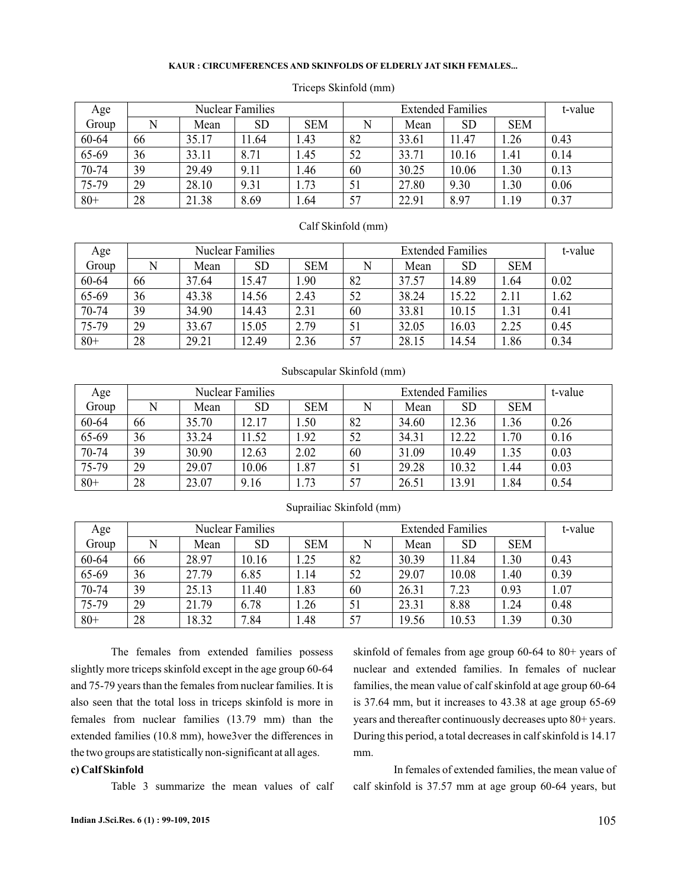Triceps Skinfold (mm)

| Age Group | Nuclear Families | | | | Extended Families | | | | t-value |
|---|---|---|---|---|---|---|---|---|---|
| | N | Mean | SD | SEM | N | Mean | SD | SEM | |
| 60-64 | 66 | 35.17 | 11.64 | 1.43 | 82 | 33.61 | 11.47 | 1.26 | 0.43 |
| 65-69 | 36 | 33.11 | 8.71 | 1.45 | 52 | 33.71 | 10.16 | 1.41 | 0.14 |
| 70-74 | 39 | 29.49 | 9.11 | 1.46 | 60 | 30.25 | 10.06 | 1.30 | 0.13 |
| 75-79 | 29 | 28.10 | 9.31 | 1.73 | 51 | 27.80 | 9.30 | 1.30 | 0.06 |
| 80+ | 28 | 21.38 | 8.69 | 1.64 | 57 | 22.91 | 8.97 | 1.19 | 0.37 |

Calf Skinfold (mm)

| Age Group | Nuclear Families | | | | Extended Families | | | | t-value |
|---|---|---|---|---|---|---|---|---|---|
| | N | Mean | SD | SEM | N | Mean | SD | SEM | |
| 60-64 | 66 | 37.64 | 15.47 | 1.90 | 82 | 37.57 | 14.89 | 1.64 | 0.02 |
| 65-69 | 36 | 43.38 | 14.56 | 2.43 | 52 | 38.24 | 15.22 | 2.11 | 1.62 |
| 70-74 | 39 | 34.90 | 14.43 | 2.31 | 60 | 33.81 | 10.15 | 1.31 | 0.41 |
| 75-79 | 29 | 33.67 | 15.05 | 2.79 | 51 | 32.05 | 16.03 | 2.25 | 0.45 |
| 80+ | 28 | 29.21 | 12.49 | 2.36 | 57 | 28.15 | 14.54 | 1.86 | 0.34 |

Subscapular Skinfold (mm)

| Age Group | Nuclear Families | | | | Extended Families | | | | t-value |
|---|---|---|---|---|---|---|---|---|---|
| | N | Mean | SD | SEM | N | Mean | SD | SEM | |
| 60-64 | 66 | 35.70 | 12.17 | 1.50 | 82 | 34.60 | 12.36 | 1.36 | 0.26 |
| 65-69 | 36 | 33.24 | 11.52 | 1.92 | 52 | 34.31 | 12.22 | 1.70 | 0.16 |
| 70-74 | 39 | 30.90 | 12.63 | 2.02 | 60 | 31.09 | 10.49 | 1.35 | 0.03 |
| 75-79 | 29 | 29.07 | 10.06 | 1.87 | 51 | 29.28 | 10.32 | 1.44 | 0.03 |
| 80+ | 28 | 23.07 | 9.16 | 1.73 | 57 | 26.51 | 13.91 | 1.84 | 0.54 |

Suprailiac Skinfold (mm)

| Age Group | Nuclear Families | | | | Extended Families | | | | t-value |
|---|---|---|---|---|---|---|---|---|---|
| | N | Mean | SD | SEM | N | Mean | SD | SEM | |
| 60-64 | 66 | 28.97 | 10.16 | 1.25 | 82 | 30.39 | 11.84 | 1.30 | 0.43 |
| 65-69 | 36 | 27.79 | 6.85 | 1.14 | 52 | 29.07 | 10.08 | 1.40 | 0.39 |
| 70-74 | 39 | 25.13 | 11.40 | 1.83 | 60 | 26.31 | 7.23 | 0.93 | 1.07 |
| 75-79 | 29 | 21.79 | 6.78 | 1.26 | 51 | 23.31 | 8.88 | 1.24 | 0.48 |
| 80+ | 28 | 18.32 | 7.84 | 1.48 | 57 | 19.56 | 10.53 | 1.39 | 0.30 |

The females from extended families possess slightly more triceps skinfold except in the age group 60-64 and 75-79 years than the females from nuclear families. It is also seen that the total loss in triceps skinfold is more in females from nuclear families (13.79 mm) than the extended families (10.8 mm), howe3ver the differences in the two groups are statistically non-significant at all ages.

**c) Calf Skinfold**

Table 3 summarize the mean values of calf skinfold of females from age group 60-64 to 80+ years of nuclear and extended families. In females of nuclear families, the mean value of calf skinfold at age group 60-64 is 37.64 mm, but it increases to 43.38 at age group 65-69 years and thereafter continuously decreases upto 80+ years. During this period, a total decreases in calf skinfold is 14.17 mm.

In females of extended families, the mean value of calf skinfold is 37.57 mm at age group 60-64 years, but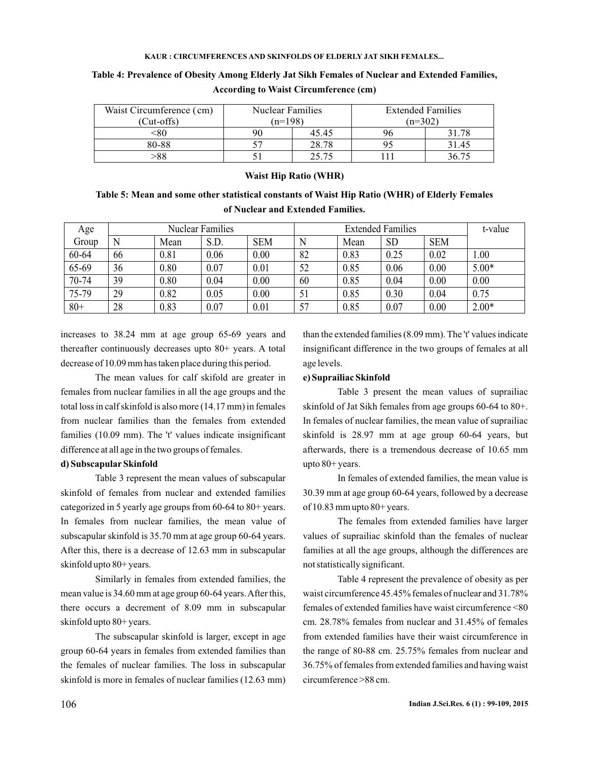**Table 4: Prevalence of Obesity Among Elderly Jat Sikh Females of Nuclear and Extended Families, According to Waist Circumference (cm)**

| Waist Circumference (cm) (Cut-offs) | Nuclear Families (n=198) | | Extended Families (n=302) | |
|---|---|---|---|---|
| <80 | 90 | 45.45 | 96 | 31.78 |
| 80-88 | 57 | 28.78 | 95 | 31.45 |
| >88 | 51 | 25.75 | 111 | 36.75 |

**Waist Hip Ratio (WHR)**

**Table 5: Mean and some other statistical constants of Waist Hip Ratio (WHR) of Elderly Females of Nuclear and Extended Families.**

| Age Group | Nuclear Families | | | | Extended Families | | | | t-value |
|---|---|---|---|---|---|---|---|---|---|
| | N | Mean | S.D. | SEM | N | Mean | SD | SEM | |
| 60-64 | 66 | 0.81 | 0.06 | 0.00 | 82 | 0.83 | 0.25 | 0.02 | 1.00 |
| 65-69 | 36 | 0.80 | 0.07 | 0.01 | 52 | 0.85 | 0.06 | 0.00 | 5.00* |
| 70-74 | 39 | 0.80 | 0.04 | 0.00 | 60 | 0.85 | 0.04 | 0.00 | 0.00 |
| 75-79 | 29 | 0.82 | 0.05 | 0.00 | 51 | 0.85 | 0.30 | 0.04 | 0.75 |
| 80+ | 28 | 0.83 | 0.07 | 0.01 | 57 | 0.85 | 0.07 | 0.00 | 2.00* |

increases to 38.24 mm at age group 65-69 years and thereafter continuously decreases upto 80+ years. A total decrease of 10.09 mm has taken place during this period.

The mean values for calf skifold are greater in females from nuclear families in all the age groups and the total loss in calf skinfold is also more (14.17 mm) in females from nuclear families than the females from extended families (10.09 mm). The 't' values indicate insignificant difference at all age in the two groups of females.

**d) Subscapular Skinfold**

Table 3 represent the mean values of subscapular skinfold of females from nuclear and extended families categorized in 5 yearly age groups from 60-64 to 80+ years. In females from nuclear families, the mean value of subscapular skinfold is 35.70 mm at age group 60-64 years. After this, there is a decrease of 12.63 mm in subscapular skinfold upto 80+ years.

Similarly in females from extended families, the mean value is 34.60 mm at age group 60-64 years. After this, there occurs a decrement of 8.09 mm in subscapular skinfold upto 80+ years.

The subscapular skinfold is larger, except in age group 60-64 years in females from extended families than the females of nuclear families. The loss in subscapular skinfold is more in females of nuclear families (12.63 mm) than the extended families (8.09 mm). The 't' values indicate insignificant difference in the two groups of females at all age levels.

**e) Suprailiac Skinfold**

Table 3 present the mean values of suprailiac skinfold of Jat Sikh females from age groups 60-64 to 80+. In females of nuclear families, the mean value of suprailiac skinfold is 28.97 mm at age group 60-64 years, but afterwards, there is a tremendous decrease of 10.65 mm upto 80+ years.

In females of extended families, the mean value is 30.39 mm at age group 60-64 years, followed by a decrease of 10.83 mm upto 80+ years.

The females from extended families have larger values of suprailiac skinfold than the females of nuclear families at all the age groups, although the differences are not statistically significant.

Table 4 represent the prevalence of obesity as per waist circumference 45.45% females of nuclear and 31.78% females of extended families have waist circumference <80 cm. 28.78% females from nuclear and 31.45% of females from extended families have their waist circumference in the range of 80-88 cm. 25.75% females from nuclear and 36.75% of females from extended families and having waist circumference >88 cm.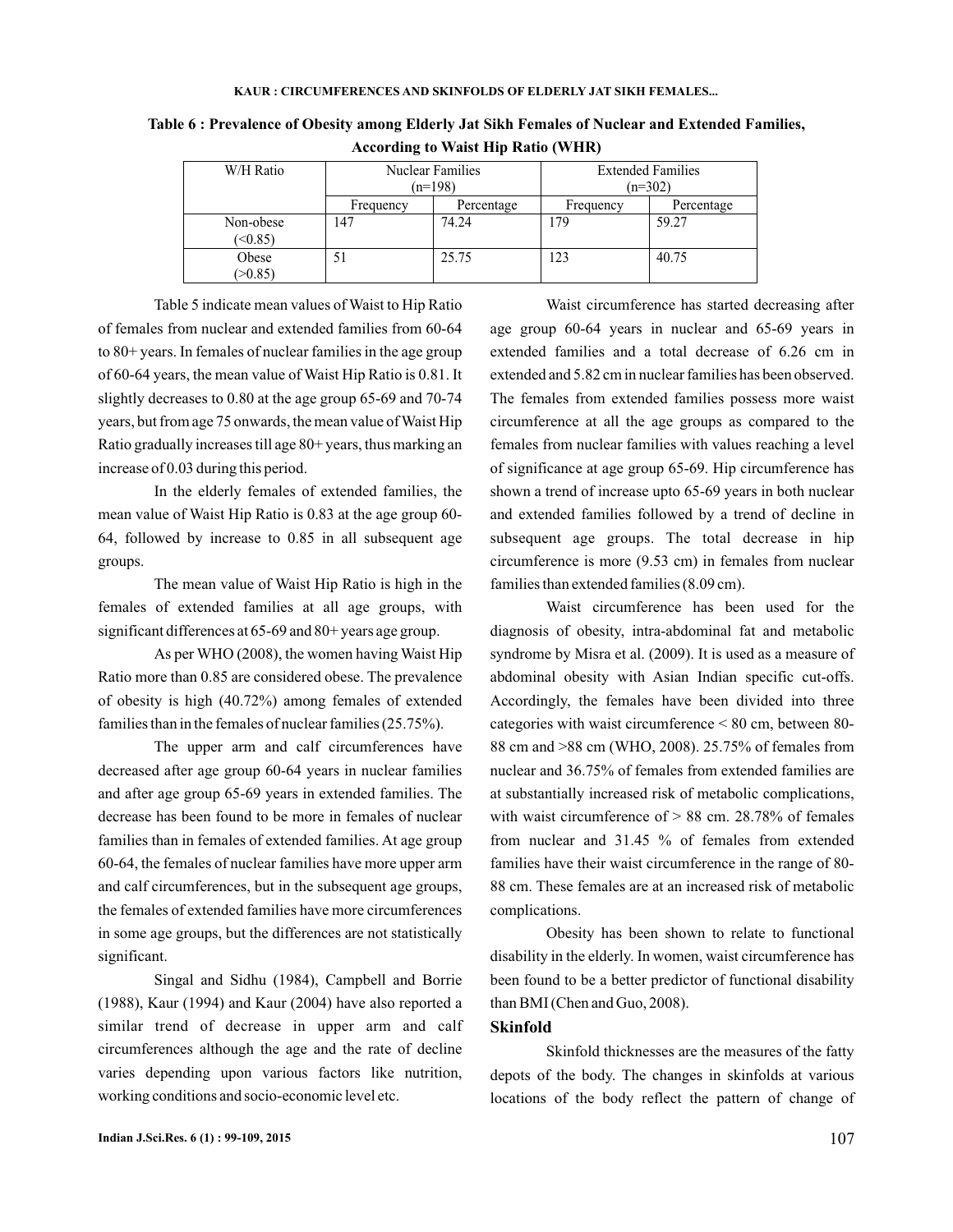**Table 6 : Prevalence of Obesity among Elderly Jat Sikh Females of Nuclear and Extended Families, According to Waist Hip Ratio (WHR)**

| W/H Ratio | Nuclear Families (n=198) | | Extended Families (n=302) | |
|---|---|---|---|---|
| | Frequency | Percentage | Frequency | Percentage |
| Non-obese (<0.85) | 147 | 74.24 | 179 | 59.27 |
| Obese (>0.85) | 51 | 25.75 | 123 | 40.75 |

Table 5 indicate mean values of Waist to Hip Ratio of females from nuclear and extended families from 60-64 to 80+ years. In females of nuclear families in the age group of 60-64 years, the mean value of Waist Hip Ratio is 0.81. It slightly decreases to 0.80 at the age group 65-69 and 70-74 years, but from age 75 onwards, the mean value of Waist Hip Ratio gradually increases till age 80+ years, thus marking an increase of 0.03 during this period.

In the elderly females of extended families, the mean value of Waist Hip Ratio is 0.83 at the age group 60-64, followed by increase to 0.85 in all subsequent age groups.

The mean value of Waist Hip Ratio is high in the females of extended families at all age groups, with significant differences at 65-69 and 80+ years age group.

As per WHO (2008), the women having Waist Hip Ratio more than 0.85 are considered obese. The prevalence of obesity is high (40.72%) among females of extended families than in the females of nuclear families (25.75%).

The upper arm and calf circumferences have decreased after age group 60-64 years in nuclear families and after age group 65-69 years in extended families. The decrease has been found to be more in females of nuclear families than in females of extended families. At age group 60-64, the females of nuclear families have more upper arm and calf circumferences, but in the subsequent age groups, the females of extended families have more circumferences in some age groups, but the differences are not statistically significant.

Singal and Sidhu (1984), Campbell and Borrie (1988), Kaur (1994) and Kaur (2004) have also reported a similar trend of decrease in upper arm and calf circumferences although the age and the rate of decline varies depending upon various factors like nutrition, working conditions and socio-economic level etc.

Waist circumference has started decreasing after age group 60-64 years in nuclear and 65-69 years in extended families and a total decrease of 6.26 cm in extended and 5.82 cm in nuclear families has been observed. The females from extended families possess more waist circumference at all the age groups as compared to the females from nuclear families with values reaching a level of significance at age group 65-69. Hip circumference has shown a trend of increase upto 65-69 years in both nuclear and extended families followed by a trend of decline in subsequent age groups. The total decrease in hip circumference is more (9.53 cm) in females from nuclear families than extended families (8.09 cm).

Waist circumference has been used for the diagnosis of obesity, intra-abdominal fat and metabolic syndrome by Misra et al. (2009). It is used as a measure of abdominal obesity with Asian Indian specific cut-offs. Accordingly, the females have been divided into three categories with waist circumference < 80 cm, between 80-88 cm and >88 cm (WHO, 2008). 25.75% of females from nuclear and 36.75% of females from extended families are at substantially increased risk of metabolic complications, with waist circumference of > 88 cm. 28.78% of females from nuclear and 31.45 % of females from extended families have their waist circumference in the range of 80-88 cm. These females are at an increased risk of metabolic complications.

Obesity has been shown to relate to functional disability in the elderly. In women, waist circumference has been found to be a better predictor of functional disability than BMI (Chen and Guo, 2008).

## Skinfold

Skinfold thicknesses are the measures of the fatty depots of the body. The changes in skinfolds at various locations of the body reflect the pattern of change of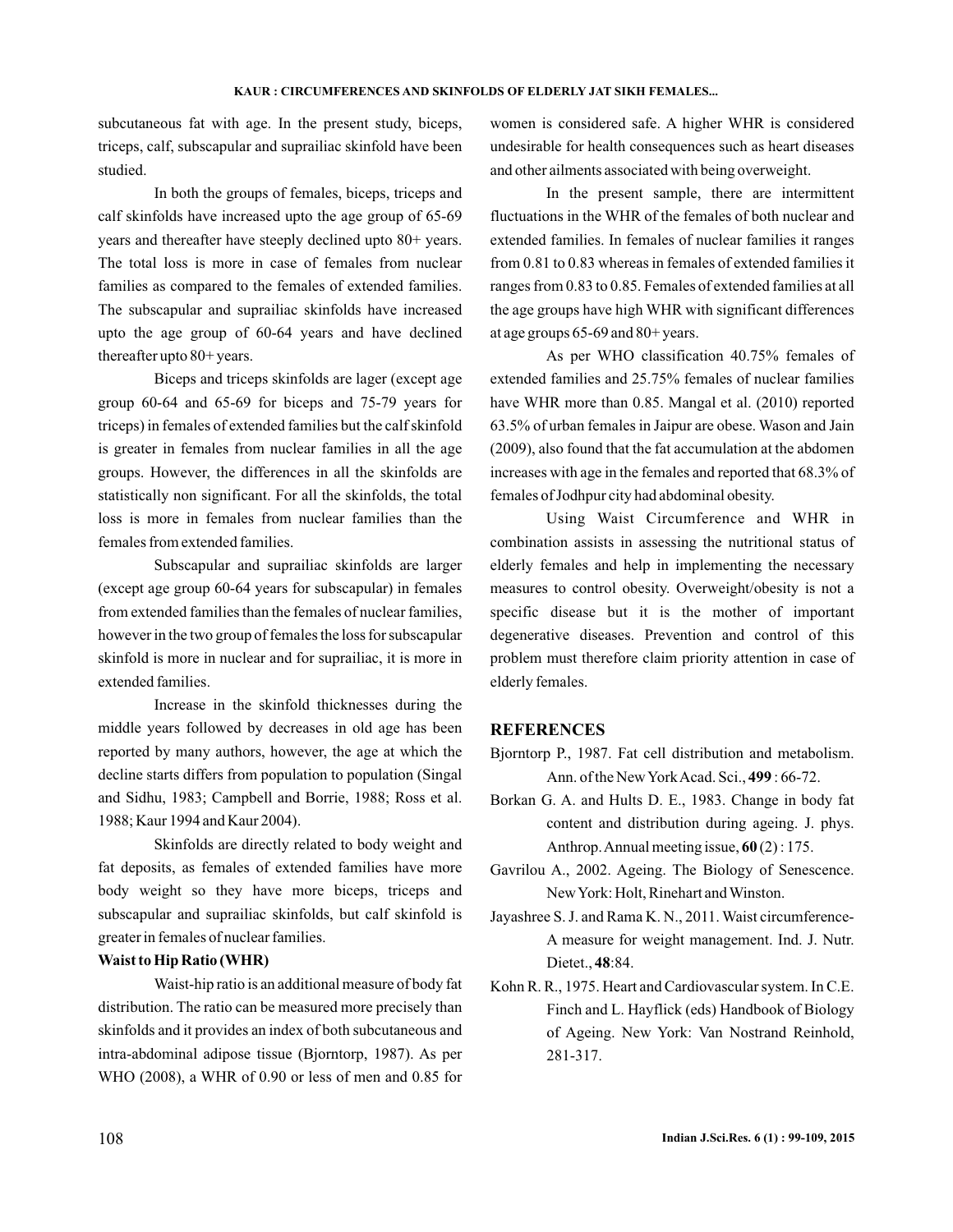subcutaneous fat with age. In the present study, biceps, triceps, calf, subscapular and suprailiac skinfold have been studied.

In both the groups of females, biceps, triceps and calf skinfolds have increased upto the age group of 65-69 years and thereafter have steeply declined upto 80+ years. The total loss is more in case of females from nuclear families as compared to the females of extended families. The subscapular and suprailiac skinfolds have increased upto the age group of 60-64 years and have declined thereafter upto 80+ years.

Biceps and triceps skinfolds are lager (except age group 60-64 and 65-69 for biceps and 75-79 years for triceps) in females of extended families but the calf skinfold is greater in females from nuclear families in all the age groups. However, the differences in all the skinfolds are statistically non significant. For all the skinfolds, the total loss is more in females from nuclear families than the females from extended families.

Subscapular and suprailiac skinfolds are larger (except age group 60-64 years for subscapular) in females from extended families than the females of nuclear families, however in the two group of females the loss for subscapular skinfold is more in nuclear and for suprailiac, it is more in extended families.

Increase in the skinfold thicknesses during the middle years followed by decreases in old age has been reported by many authors, however, the age at which the decline starts differs from population to population (Singal and Sidhu, 1983; Campbell and Borrie, 1988; Ross et al. 1988; Kaur 1994 and Kaur 2004).

Skinfolds are directly related to body weight and fat deposits, as females of extended families have more body weight so they have more biceps, triceps and subscapular and suprailiac skinfolds, but calf skinfold is greater in females of nuclear families.

**Waist to Hip Ratio (WHR)**

Waist-hip ratio is an additional measure of body fat distribution. The ratio can be measured more precisely than skinfolds and it provides an index of both subcutaneous and intra-abdominal adipose tissue (Bjorntorp, 1987). As per WHO (2008), a WHR of 0.90 or less of men and 0.85 for women is considered safe. A higher WHR is considered undesirable for health consequences such as heart diseases and other ailments associated with being overweight.

In the present sample, there are intermittent fluctuations in the WHR of the females of both nuclear and extended families. In females of nuclear families it ranges from 0.81 to 0.83 whereas in females of extended families it ranges from 0.83 to 0.85. Females of extended families at all the age groups have high WHR with significant differences at age groups 65-69 and 80+ years.

As per WHO classification 40.75% females of extended families and 25.75% females of nuclear families have WHR more than 0.85. Mangal et al. (2010) reported 63.5% of urban females in Jaipur are obese. Wason and Jain (2009), also found that the fat accumulation at the abdomen increases with age in the females and reported that 68.3% of females of Jodhpur city had abdominal obesity.

Using Waist Circumference and WHR in combination assists in assessing the nutritional status of elderly females and help in implementing the necessary measures to control obesity. Overweight/obesity is not a specific disease but it is the mother of important degenerative diseases. Prevention and control of this problem must therefore claim priority attention in case of elderly females.

## REFERENCES

Bjorntorp P., 1987. Fat cell distribution and metabolism. Ann. of the New York Acad. Sci., **499** : 66-72.

Borkan G. A. and Hults D. E., 1983. Change in body fat content and distribution during ageing. J. phys. Anthrop. Annual meeting issue, **60** (2) : 175.

Gavrilou A., 2002. Ageing. The Biology of Senescence. New York: Holt, Rinehart and Winston.

Jayashree S. J. and Rama K. N., 2011. Waist circumference-A measure for weight management. Ind. J. Nutr. Dietet., **48**:84.

Kohn R. R., 1975. Heart and Cardiovascular system. In C.E. Finch and L. Hayflick (eds) Handbook of Biology of Ageing. New York: Van Nostrand Reinhold, 281-317.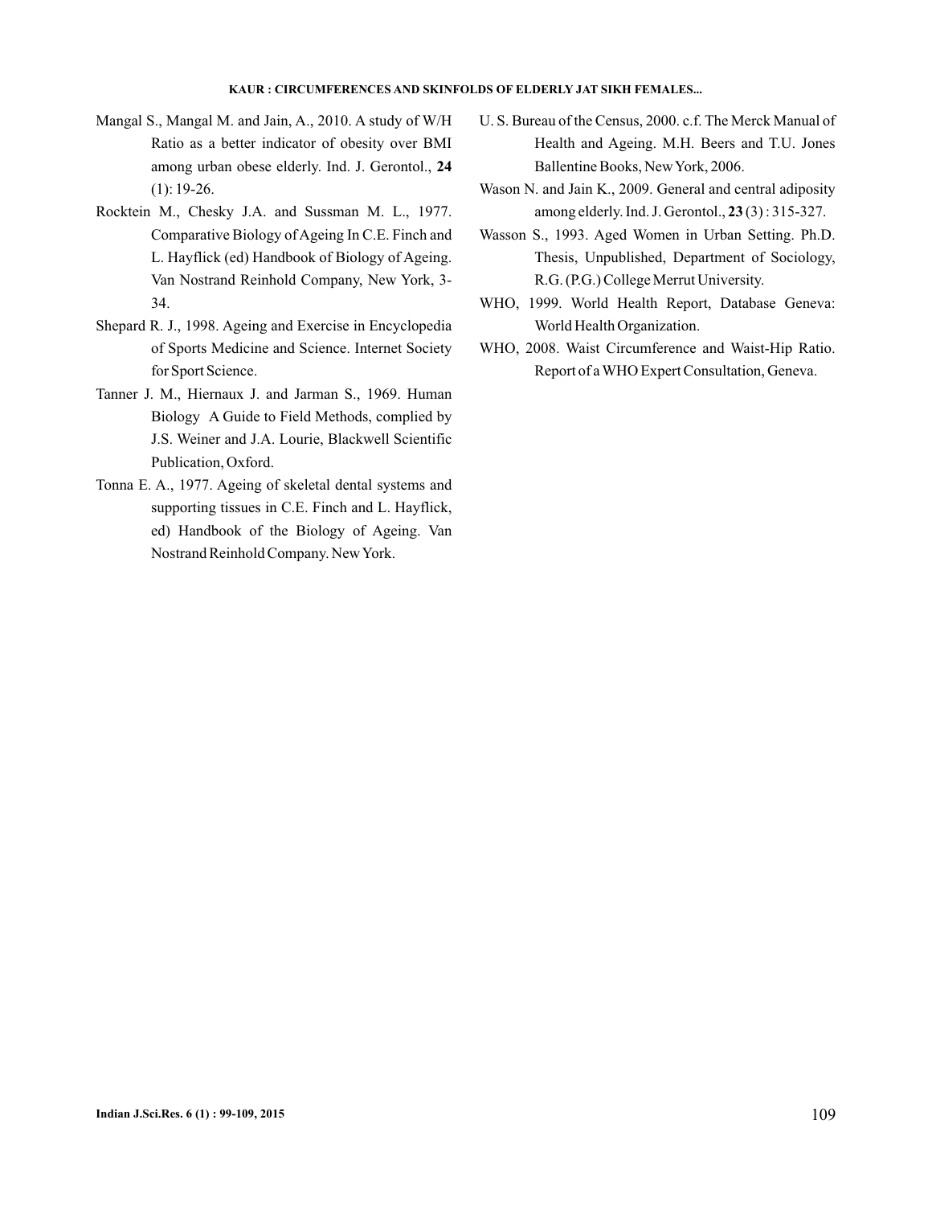Mangal S., Mangal M. and Jain, A., 2010. A study of W/H Ratio as a better indicator of obesity over BMI among urban obese elderly. Ind. J. Gerontol., **24** (1): 19-26.

Rocktein M., Chesky J.A. and Sussman M. L., 1977. Comparative Biology of Ageing In C.E. Finch and L. Hayflick (ed) Handbook of Biology of Ageing. Van Nostrand Reinhold Company, New York, 3-34.

Shepard R. J., 1998. Ageing and Exercise in Encyclopedia of Sports Medicine and Science. Internet Society for Sport Science.

Tanner J. M., Hiernaux J. and Jarman S., 1969. Human Biology A Guide to Field Methods, complied by J.S. Weiner and J.A. Lourie, Blackwell Scientific Publication, Oxford.

Tonna E. A., 1977. Ageing of skeletal dental systems and supporting tissues in C.E. Finch and L. Hayflick, ed) Handbook of the Biology of Ageing. Van Nostrand Reinhold Company. New York.

U. S. Bureau of the Census, 2000. c.f. The Merck Manual of Health and Ageing. M.H. Beers and T.U. Jones Ballentine Books, New York, 2006.

Wason N. and Jain K., 2009. General and central adiposity among elderly. Ind. J. Gerontol., **23** (3) : 315-327.

Wasson S., 1993. Aged Women in Urban Setting. Ph.D. Thesis, Unpublished, Department of Sociology, R.G. (P.G.) College Merrut University.

WHO, 1999. World Health Report, Database Geneva: World Health Organization.

WHO, 2008. Waist Circumference and Waist-Hip Ratio. Report of a WHO Expert Consultation, Geneva.